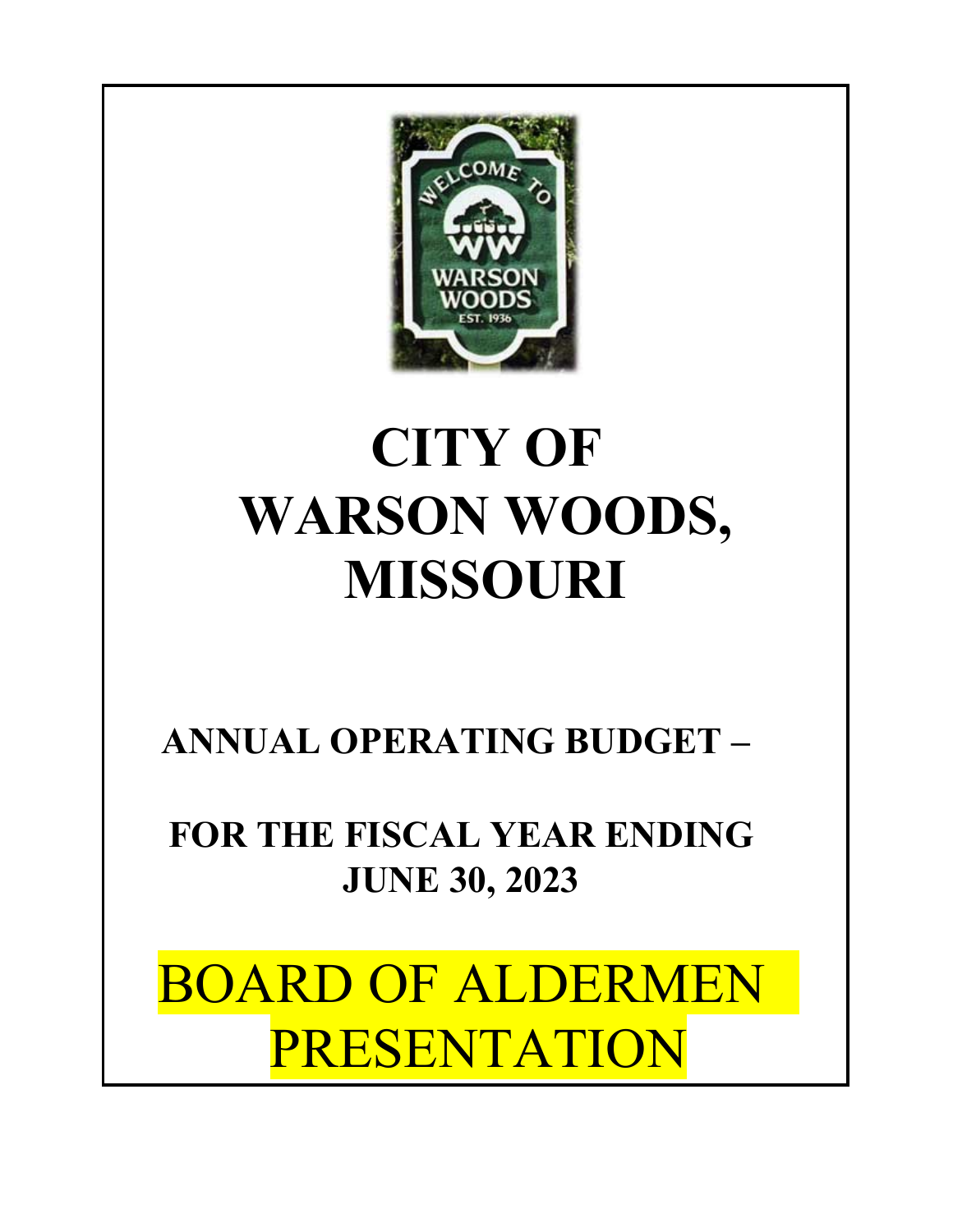# CITY OF WARSON WOODS, MISSOURI

## ANNUAL OPERATING BUDGET –

## FOR THE FISCAL YEAR ENDING JUNE 30, 2023

BOARD OF ALDERMEN PRESENTATION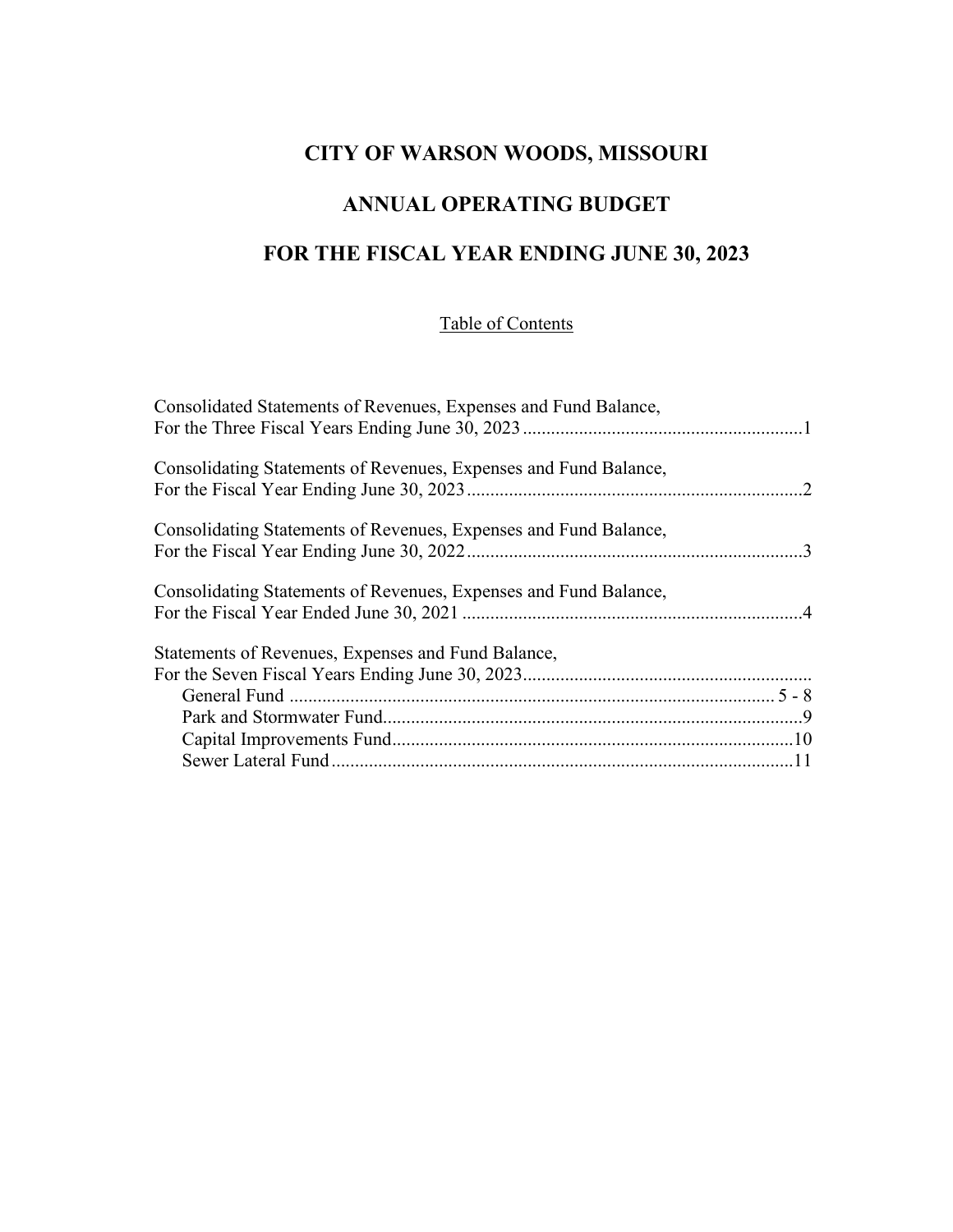# CITY OF WARSON WOODS, MISSOURI

## ANNUAL OPERATING BUDGET

## FOR THE FISCAL YEAR ENDING JUNE 30, 2023

Table of Contents

| | |
|---|---|
| Consolidated Statements of Revenues, Expenses and Fund Balance, For the Three Fiscal Years Ending June 30, 2023 | 1 |
| Consolidating Statements of Revenues, Expenses and Fund Balance, For the Fiscal Year Ending June 30, 2023 | 2 |
| Consolidating Statements of Revenues, Expenses and Fund Balance, For the Fiscal Year Ending June 30, 2022 | 3 |
| Consolidating Statements of Revenues, Expenses and Fund Balance, For the Fiscal Year Ended June 30, 2021 | 4 |
| Statements of Revenues, Expenses and Fund Balance, For the Seven Fiscal Years Ending June 30, 2023 | |
| General Fund | 5 - 8 |
| Park and Stormwater Fund | 9 |
| Capital Improvements Fund | 10 |
| Sewer Lateral Fund | 11 |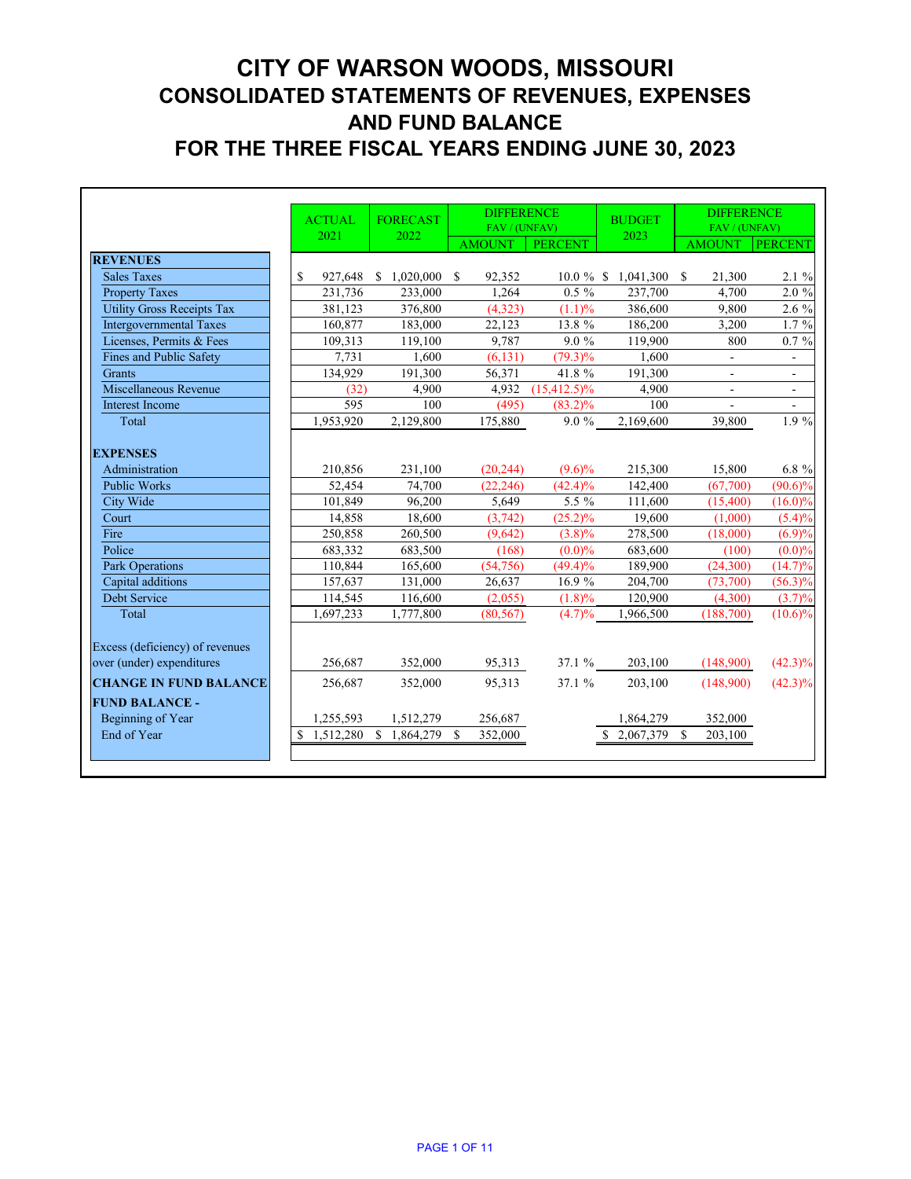# CITY OF WARSON WOODS, MISSOURI
## CONSOLIDATED STATEMENTS OF REVENUES, EXPENSES AND FUND BALANCE
## FOR THE THREE FISCAL YEARS ENDING JUNE 30, 2023

| | ACTUAL 2021 | FORECAST 2022 | DIFFERENCE FAV / (UNFAV) | | BUDGET 2023 | DIFFERENCE FAV / (UNFAV) | |
|---|---|---|---|---|---|---|---|
| | | | AMOUNT | PERCENT | | AMOUNT | PERCENT |
| **REVENUES** | | | | | | | |
| Sales Taxes | $ 927,648 | $ 1,020,000 | $ 92,352 | 10.0 % | $ 1,041,300 | $ 21,300 | 2.1 % |
| Property Taxes | 231,736 | 233,000 | 1,264 | 0.5 % | 237,700 | 4,700 | 2.0 % |
| Utility Gross Receipts Tax | 381,123 | 376,800 | (4,323) | (1.1)% | 386,600 | 9,800 | 2.6 % |
| Intergovernmental Taxes | 160,877 | 183,000 | 22,123 | 13.8 % | 186,200 | 3,200 | 1.7 % |
| Licenses, Permits & Fees | 109,313 | 119,100 | 9,787 | 9.0 % | 119,900 | 800 | 0.7 % |
| Fines and Public Safety | 7,731 | 1,600 | (6,131) | (79.3)% | 1,600 | - | - |
| Grants | 134,929 | 191,300 | 56,371 | 41.8 % | 191,300 | - | - |
| Miscellaneous Revenue | (32) | 4,900 | 4,932 | (15,412.5)% | 4,900 | - | - |
| Interest Income | 595 | 100 | (495) | (83.2)% | 100 | - | - |
| Total | 1,953,920 | 2,129,800 | 175,880 | 9.0 % | 2,169,600 | 39,800 | 1.9 % |
| **EXPENSES** | | | | | | | |
| Administration | 210,856 | 231,100 | (20,244) | (9.6)% | 215,300 | 15,800 | 6.8 % |
| Public Works | 52,454 | 74,700 | (22,246) | (42.4)% | 142,400 | (67,700) | (90.6)% |
| City Wide | 101,849 | 96,200 | 5,649 | 5.5 % | 111,600 | (15,400) | (16.0)% |
| Court | 14,858 | 18,600 | (3,742) | (25.2)% | 19,600 | (1,000) | (5.4)% |
| Fire | 250,858 | 260,500 | (9,642) | (3.8)% | 278,500 | (18,000) | (6.9)% |
| Police | 683,332 | 683,500 | (168) | (0.0)% | 683,600 | (100) | (0.0)% |
| Park Operations | 110,844 | 165,600 | (54,756) | (49.4)% | 189,900 | (24,300) | (14.7)% |
| Capital additions | 157,637 | 131,000 | 26,637 | 16.9 % | 204,700 | (73,700) | (56.3)% |
| Debt Service | 114,545 | 116,600 | (2,055) | (1.8)% | 120,900 | (4,300) | (3.7)% |
| Total | 1,697,233 | 1,777,800 | (80,567) | (4.7)% | 1,966,500 | (188,700) | (10.6)% |
| Excess (deficiency) of revenues over (under) expenditures | 256,687 | 352,000 | 95,313 | 37.1 % | 203,100 | (148,900) | (42.3)% |
| **CHANGE IN FUND BALANCE** | 256,687 | 352,000 | 95,313 | 37.1 % | 203,100 | (148,900) | (42.3)% |
| **FUND BALANCE -** | | | | | | | |
| Beginning of Year | 1,255,593 | 1,512,279 | 256,687 | | 1,864,279 | 352,000 | |
| End of Year | $ 1,512,280 | $ 1,864,279 | $ 352,000 | | $ 2,067,379 | $ 203,100 | |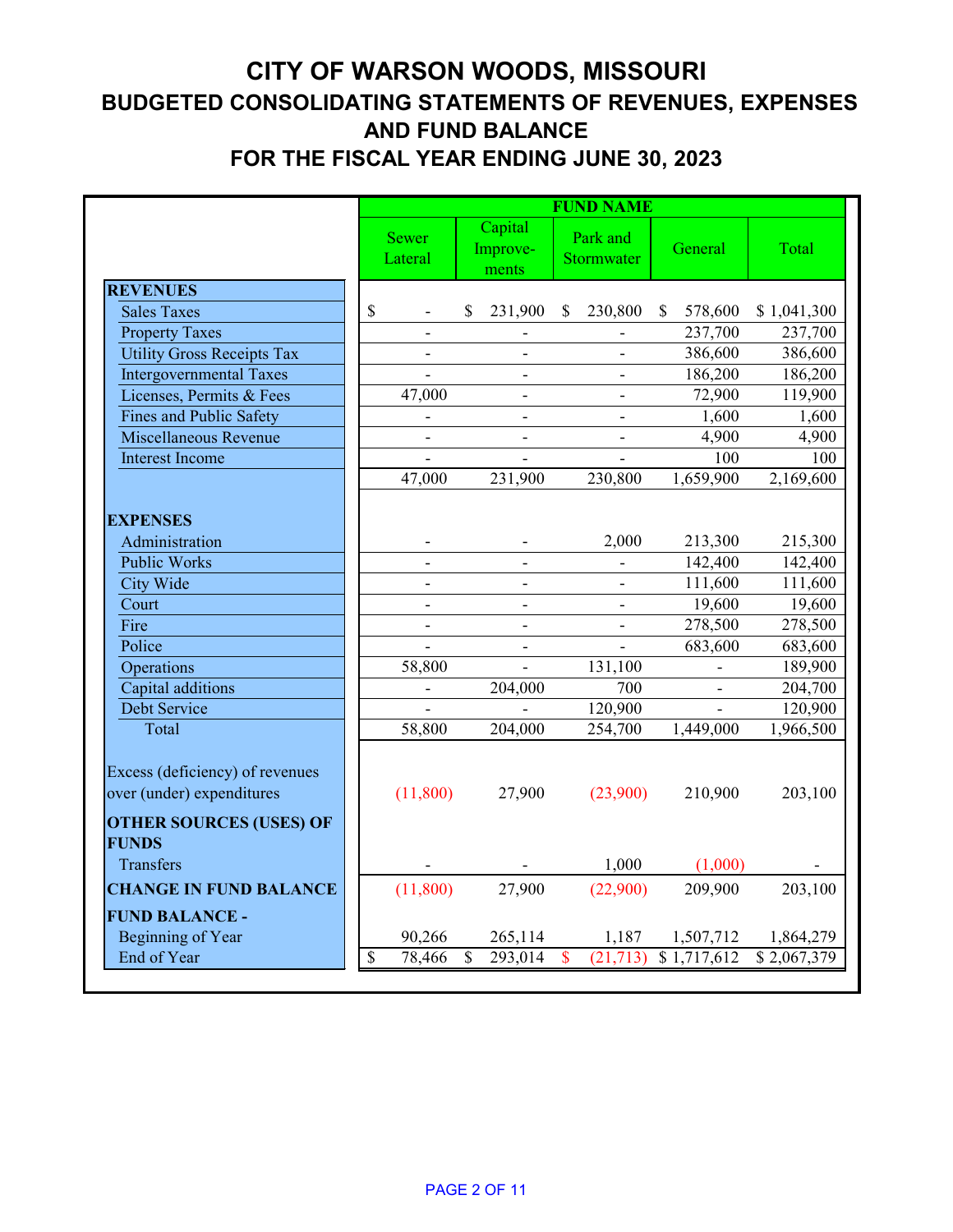# CITY OF WARSON WOODS, MISSOURI

## BUDGETED CONSOLIDATING STATEMENTS OF REVENUES, EXPENSES AND FUND BALANCE

## FOR THE FISCAL YEAR ENDING JUNE 30, 2023

| | FUND NAME | | | | |
|---|---|---|---|---|---|
| | Sewer Lateral | Capital Improve-ments | Park and Stormwater | General | Total |
| **REVENUES** | | | | | |
| Sales Taxes | $ - | $ 231,900 | $ 230,800 | $ 578,600 | $ 1,041,300 |
| Property Taxes | - | - | - | 237,700 | 237,700 |
| Utility Gross Receipts Tax | - | - | - | 386,600 | 386,600 |
| Intergovernmental Taxes | - | - | - | 186,200 | 186,200 |
| Licenses, Permits & Fees | 47,000 | - | - | 72,900 | 119,900 |
| Fines and Public Safety | - | - | - | 1,600 | 1,600 |
| Miscellaneous Revenue | - | - | - | 4,900 | 4,900 |
| Interest Income | - | - | - | 100 | 100 |
| | 47,000 | 231,900 | 230,800 | 1,659,900 | 2,169,600 |
| **EXPENSES** | | | | | |
| Administration | - | - | 2,000 | 213,300 | 215,300 |
| Public Works | - | - | - | 142,400 | 142,400 |
| City Wide | - | - | - | 111,600 | 111,600 |
| Court | - | - | - | 19,600 | 19,600 |
| Fire | - | - | - | 278,500 | 278,500 |
| Police | - | - | - | 683,600 | 683,600 |
| Operations | 58,800 | - | 131,100 | - | 189,900 |
| Capital additions | - | 204,000 | 700 | - | 204,700 |
| Debt Service | - | - | 120,900 | - | 120,900 |
| Total | 58,800 | 204,000 | 254,700 | 1,449,000 | 1,966,500 |
| Excess (deficiency) of revenues over (under) expenditures | (11,800) | 27,900 | (23,900) | 210,900 | 203,100 |
| **OTHER SOURCES (USES) OF FUNDS** | | | | | |
| Transfers | - | - | 1,000 | (1,000) | - |
| **CHANGE IN FUND BALANCE** | (11,800) | 27,900 | (22,900) | 209,900 | 203,100 |
| **FUND BALANCE -** | | | | | |
| Beginning of Year | 90,266 | 265,114 | 1,187 | 1,507,712 | 1,864,279 |
| End of Year | $ 78,466 | $ 293,014 | $ (21,713) | $ 1,717,612 | $ 2,067,379 |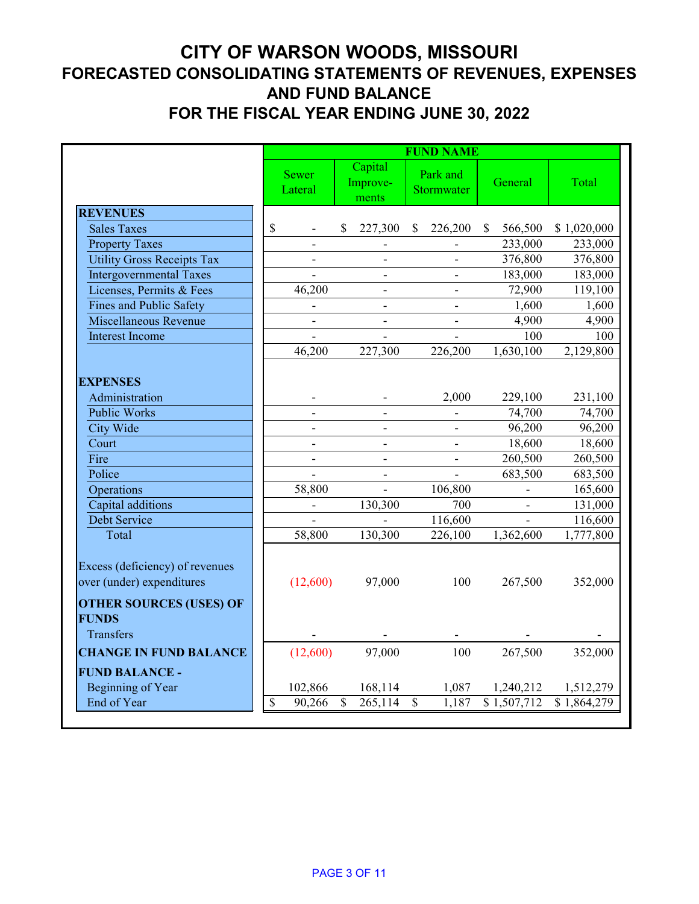# CITY OF WARSON WOODS, MISSOURI

## FORECASTED CONSOLIDATING STATEMENTS OF REVENUES, EXPENSES AND FUND BALANCE

## FOR THE FISCAL YEAR ENDING JUNE 30, 2022

| | FUND NAME | | | | |
|---|---|---|---|---|---|
| | Sewer Lateral | Capital Improve-ments | Park and Stormwater | General | Total |
| **REVENUES** | | | | | |
| Sales Taxes | $ - | $ 227,300 | $ 226,200 | $ 566,500 | $ 1,020,000 |
| Property Taxes | - | - | - | 233,000 | 233,000 |
| Utility Gross Receipts Tax | - | - | - | 376,800 | 376,800 |
| Intergovernmental Taxes | - | - | - | 183,000 | 183,000 |
| Licenses, Permits & Fees | 46,200 | - | - | 72,900 | 119,100 |
| Fines and Public Safety | - | - | - | 1,600 | 1,600 |
| Miscellaneous Revenue | - | - | - | 4,900 | 4,900 |
| Interest Income | - | - | - | 100 | 100 |
| | 46,200 | 227,300 | 226,200 | 1,630,100 | 2,129,800 |
| **EXPENSES** | | | | | |
| Administration | - | - | 2,000 | 229,100 | 231,100 |
| Public Works | - | - | - | 74,700 | 74,700 |
| City Wide | - | - | - | 96,200 | 96,200 |
| Court | - | - | - | 18,600 | 18,600 |
| Fire | - | - | - | 260,500 | 260,500 |
| Police | - | - | - | 683,500 | 683,500 |
| Operations | 58,800 | - | 106,800 | - | 165,600 |
| Capital additions | - | 130,300 | 700 | - | 131,000 |
| Debt Service | - | - | 116,600 | - | 116,600 |
| Total | 58,800 | 130,300 | 226,100 | 1,362,600 | 1,777,800 |
| Excess (deficiency) of revenues over (under) expenditures | (12,600) | 97,000 | 100 | 267,500 | 352,000 |
| **OTHER SOURCES (USES) OF FUNDS** | | | | | |
| Transfers | - | - | - | - | - |
| **CHANGE IN FUND BALANCE** | (12,600) | 97,000 | 100 | 267,500 | 352,000 |
| **FUND BALANCE -** | | | | | |
| Beginning of Year | 102,866 | 168,114 | 1,087 | 1,240,212 | 1,512,279 |
| End of Year | $ 90,266 | $ 265,114 | $ 1,187 | $ 1,507,712 | $ 1,864,279 |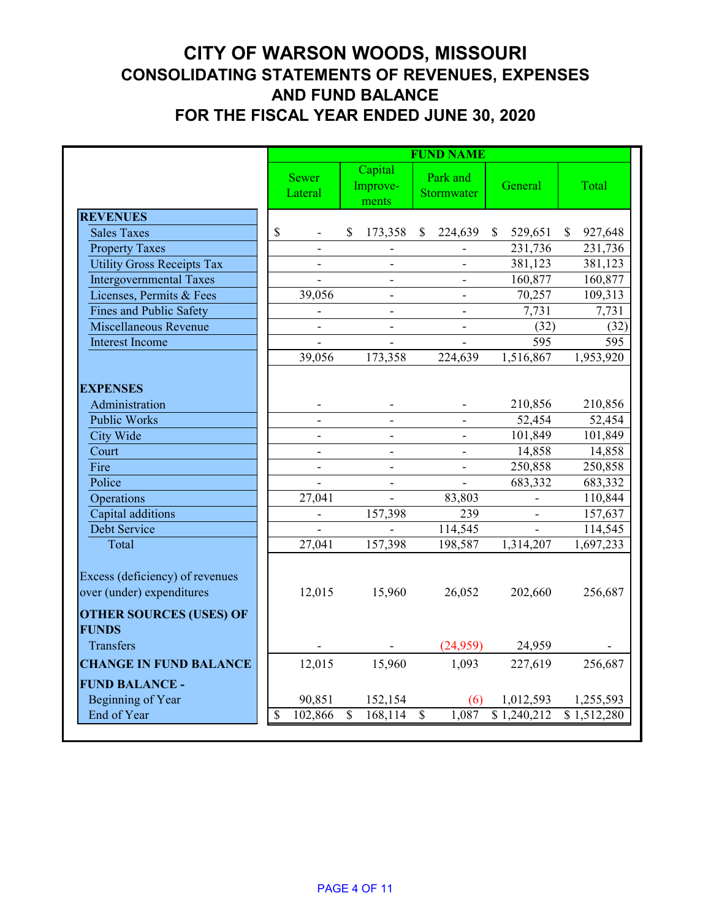# CITY OF WARSON WOODS, MISSOURI
## CONSOLIDATING STATEMENTS OF REVENUES, EXPENSES AND FUND BALANCE
## FOR THE FISCAL YEAR ENDED JUNE 30, 2020

| | FUND NAME | | | | |
|---|---|---|---|---|---|
| | Sewer Lateral | Capital Improve-ments | Park and Stormwater | General | Total |
| **REVENUES** | | | | | |
| Sales Taxes | $ - | $ 173,358 | $ 224,639 | $ 529,651 | $ 927,648 |
| Property Taxes | - | - | - | 231,736 | 231,736 |
| Utility Gross Receipts Tax | - | - | - | 381,123 | 381,123 |
| Intergovernmental Taxes | - | - | - | 160,877 | 160,877 |
| Licenses, Permits & Fees | 39,056 | - | - | 70,257 | 109,313 |
| Fines and Public Safety | - | - | - | 7,731 | 7,731 |
| Miscellaneous Revenue | - | - | - | (32) | (32) |
| Interest Income | - | - | - | 595 | 595 |
| | 39,056 | 173,358 | 224,639 | 1,516,867 | 1,953,920 |
| **EXPENSES** | | | | | |
| Administration | - | - | - | 210,856 | 210,856 |
| Public Works | - | - | - | 52,454 | 52,454 |
| City Wide | - | - | - | 101,849 | 101,849 |
| Court | - | - | - | 14,858 | 14,858 |
| Fire | - | - | - | 250,858 | 250,858 |
| Police | - | - | - | 683,332 | 683,332 |
| Operations | 27,041 | - | 83,803 | - | 110,844 |
| Capital additions | - | 157,398 | 239 | - | 157,637 |
| Debt Service | - | - | 114,545 | - | 114,545 |
| Total | 27,041 | 157,398 | 198,587 | 1,314,207 | 1,697,233 |
| Excess (deficiency) of revenues over (under) expenditures | 12,015 | 15,960 | 26,052 | 202,660 | 256,687 |
| **OTHER SOURCES (USES) OF FUNDS** | | | | | |
| Transfers | - | - | (24,959) | 24,959 | - |
| **CHANGE IN FUND BALANCE** | 12,015 | 15,960 | 1,093 | 227,619 | 256,687 |
| **FUND BALANCE -** | | | | | |
| Beginning of Year | 90,851 | 152,154 | (6) | 1,012,593 | 1,255,593 |
| End of Year | $ 102,866 | $ 168,114 | $ 1,087 | $ 1,240,212 | $ 1,512,280 |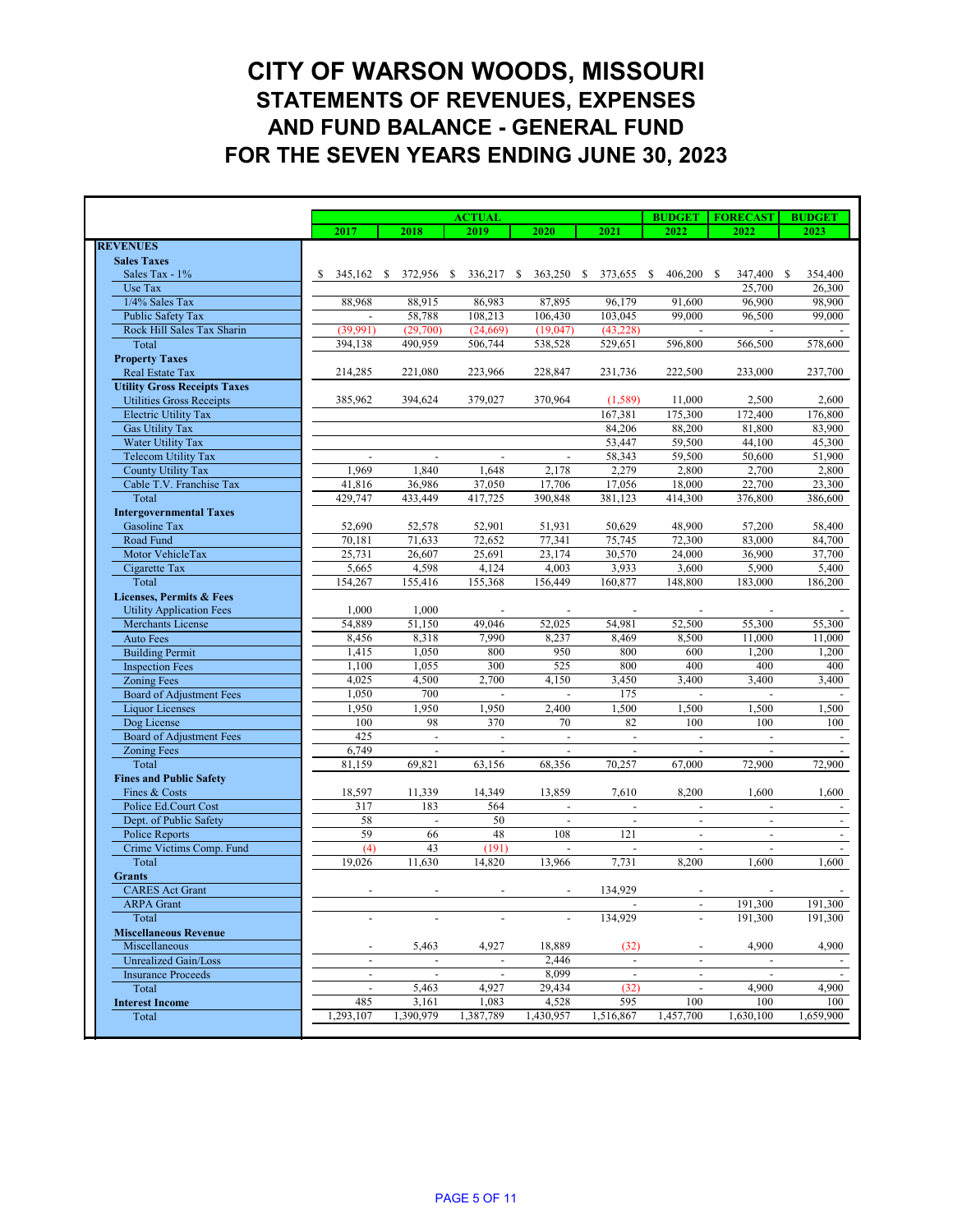# CITY OF WARSON WOODS, MISSOURI
## STATEMENTS OF REVENUES, EXPENSES AND FUND BALANCE - GENERAL FUND
## FOR THE SEVEN YEARS ENDING JUNE 30, 2023

| | ACTUAL | | | | | BUDGET | FORECAST | BUDGET |
|---|---|---|---|---|---|---|---|---|
| | 2017 | 2018 | 2019 | 2020 | 2021 | 2022 | 2022 | 2023 |
| **REVENUES** | | | | | | | | |
| **Sales Taxes** | | | | | | | | |
| Sales Tax - 1% | $ 345,162 | $ 372,956 | $ 336,217 | $ 363,250 | $ 373,655 | $ 406,200 | $ 347,400 | $ 354,400 |
| Use Tax | | | | | | | 25,700 | 26,300 |
| 1/4% Sales Tax | 88,968 | 88,915 | 86,983 | 87,895 | 96,179 | 91,600 | 96,900 | 98,900 |
| Public Safety Tax | - | 58,788 | 108,213 | 106,430 | 103,045 | 99,000 | 96,500 | 99,000 |
| Rock Hill Sales Tax Sharin | (39,991) | (29,700) | (24,669) | (19,047) | (43,228) | - | - | - |
| Total | 394,138 | 490,959 | 506,744 | 538,528 | 529,651 | 596,800 | 566,500 | 578,600 |
| **Property Taxes** | | | | | | | | |
| Real Estate Tax | 214,285 | 221,080 | 223,966 | 228,847 | 231,736 | 222,500 | 233,000 | 237,700 |
| **Utility Gross Receipts Taxes** | | | | | | | | |
| Utilities Gross Receipts | 385,962 | 394,624 | 379,027 | 370,964 | (1,589) | 11,000 | 2,500 | 2,600 |
| Electric Utility Tax | | | | | 167,381 | 175,300 | 172,400 | 176,800 |
| Gas Utility Tax | | | | | 84,206 | 88,200 | 81,800 | 83,900 |
| Water Utility Tax | | | | | 53,447 | 59,500 | 44,100 | 45,300 |
| Telecom Utility Tax | - | - | - | - | 58,343 | 59,500 | 50,600 | 51,900 |
| County Utility Tax | 1,969 | 1,840 | 1,648 | 2,178 | 2,279 | 2,800 | 2,700 | 2,800 |
| Cable T.V. Franchise Tax | 41,816 | 36,986 | 37,050 | 17,706 | 17,056 | 18,000 | 22,700 | 23,300 |
| Total | 429,747 | 433,449 | 417,725 | 390,848 | 381,123 | 414,300 | 376,800 | 386,600 |
| **Intergovernmental Taxes** | | | | | | | | |
| Gasoline Tax | 52,690 | 52,578 | 52,901 | 51,931 | 50,629 | 48,900 | 57,200 | 58,400 |
| Road Fund | 70,181 | 71,633 | 72,652 | 77,341 | 75,745 | 72,300 | 83,000 | 84,700 |
| Motor VehicleTax | 25,731 | 26,607 | 25,691 | 23,174 | 30,570 | 24,000 | 36,900 | 37,700 |
| Cigarette Tax | 5,665 | 4,598 | 4,124 | 4,003 | 3,933 | 3,600 | 5,900 | 5,400 |
| Total | 154,267 | 155,416 | 155,368 | 156,449 | 160,877 | 148,800 | 183,000 | 186,200 |
| **Licenses, Permits & Fees** | | | | | | | | |
| Utility Application Fees | 1,000 | 1,000 | - | - | - | - | - | - |
| Merchants License | 54,889 | 51,150 | 49,046 | 52,025 | 54,981 | 52,500 | 55,300 | 55,300 |
| Auto Fees | 8,456 | 8,318 | 7,990 | 8,237 | 8,469 | 8,500 | 11,000 | 11,000 |
| Building Permit | 1,415 | 1,050 | 800 | 950 | 800 | 600 | 1,200 | 1,200 |
| Inspection Fees | 1,100 | 1,055 | 300 | 525 | 800 | 400 | 400 | 400 |
| Zoning Fees | 4,025 | 4,500 | 2,700 | 4,150 | 3,450 | 3,400 | 3,400 | 3,400 |
| Board of Adjustment Fees | 1,050 | 700 | - | - | 175 | - | - | - |
| Liquor Licenses | 1,950 | 1,950 | 1,950 | 2,400 | 1,500 | 1,500 | 1,500 | 1,500 |
| Dog License | 100 | 98 | 370 | 70 | 82 | 100 | 100 | 100 |
| Board of Adjustment Fees | 425 | - | - | - | - | - | - | - |
| Zoning Fees | 6,749 | - | - | - | - | - | - | - |
| Total | 81,159 | 69,821 | 63,156 | 68,356 | 70,257 | 67,000 | 72,900 | 72,900 |
| **Fines and Public Safety** | | | | | | | | |
| Fines & Costs | 18,597 | 11,339 | 14,349 | 13,859 | 7,610 | 8,200 | 1,600 | 1,600 |
| Police Ed.Court Cost | 317 | 183 | 564 | - | - | - | - | - |
| Dept. of Public Safety | 58 | - | 50 | - | - | - | - | - |
| Police Reports | 59 | 66 | 48 | 108 | 121 | - | - | - |
| Crime Victims Comp. Fund | (4) | 43 | (191) | - | - | - | - | - |
| Total | 19,026 | 11,630 | 14,820 | 13,966 | 7,731 | 8,200 | 1,600 | 1,600 |
| **Grants** | | | | | | | | |
| CARES Act Grant | - | - | - | - | 134,929 | - | - | - |
| ARPA Grant | | | | | - | - | 191,300 | 191,300 |
| Total | - | - | - | - | 134,929 | - | 191,300 | 191,300 |
| **Miscellaneous Revenue** | | | | | | | | |
| Miscellaneous | - | 5,463 | 4,927 | 18,889 | (32) | - | 4,900 | 4,900 |
| Unrealized Gain/Loss | - | - | - | 2,446 | - | - | - | - |
| Insurance Proceeds | - | - | - | 8,099 | - | - | - | - |
| Total | - | 5,463 | 4,927 | 29,434 | (32) | - | 4,900 | 4,900 |
| **Interest Income** | 485 | 3,161 | 1,083 | 4,528 | 595 | 100 | 100 | 100 |
| Total | 1,293,107 | 1,390,979 | 1,387,789 | 1,430,957 | 1,516,867 | 1,457,700 | 1,630,100 | 1,659,900 |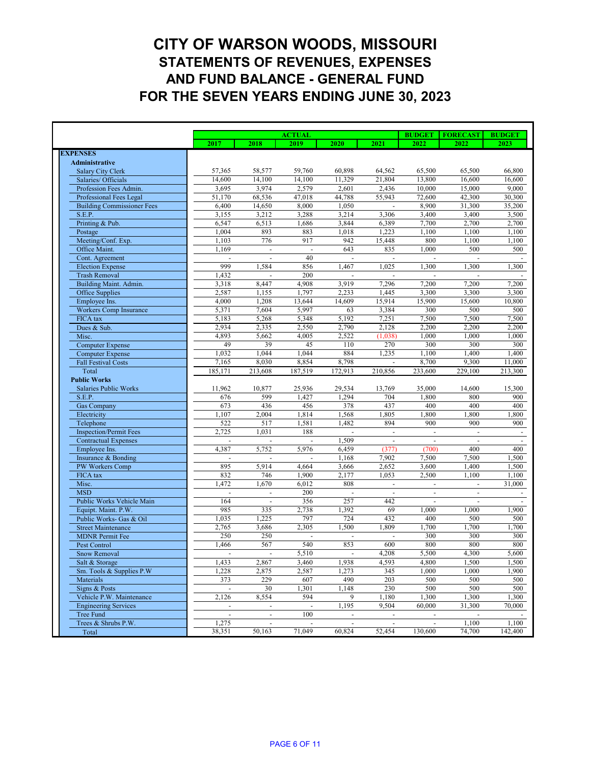# CITY OF WARSON WOODS, MISSOURI
## STATEMENTS OF REVENUES, EXPENSES AND FUND BALANCE - GENERAL FUND
## FOR THE SEVEN YEARS ENDING JUNE 30, 2023

| | ACTUAL | | | | | BUDGET | FORECAST | BUDGET |
|---|---|---|---|---|---|---|---|---|
| | 2017 | 2018 | 2019 | 2020 | 2021 | 2022 | 2022 | 2023 |
| **EXPENSES** | | | | | | | | |
| **Administrative** | | | | | | | | |
| Salary City Clerk | 57,365 | 58,577 | 59,760 | 60,898 | 64,562 | 65,500 | 65,500 | 66,800 |
| Salaries/ Officials | 14,600 | 14,100 | 14,100 | 11,329 | 21,804 | 13,800 | 16,600 | 16,600 |
| Profession Fees Admin. | 3,695 | 3,974 | 2,579 | 2,601 | 2,436 | 10,000 | 15,000 | 9,000 |
| Professional Fees Legal | 51,170 | 68,536 | 47,018 | 44,788 | 55,943 | 72,600 | 42,300 | 30,300 |
| Building Commissioner Fees | 6,400 | 14,650 | 8,000 | 1,050 | - | 8,900 | 31,300 | 35,200 |
| S.E.P. | 3,155 | 3,212 | 3,288 | 3,214 | 3,306 | 3,400 | 3,400 | 3,500 |
| Printing & Pub. | 6,547 | 6,513 | 1,686 | 3,844 | 6,389 | 7,700 | 2,700 | 2,700 |
| Postage | 1,004 | 893 | 883 | 1,018 | 1,223 | 1,100 | 1,100 | 1,100 |
| Meeting/Conf. Exp. | 1,103 | 776 | 917 | 942 | 15,448 | 800 | 1,100 | 1,100 |
| Office Maint. | 1,169 | - | - | 643 | 835 | 1,000 | 500 | 500 |
| Cont. Agreement | - | - | 40 | - | - | - | - | - |
| Election Expense | 999 | 1,584 | 856 | 1,467 | 1,025 | 1,300 | 1,300 | 1,300 |
| Trash Removal | 1,432 | - | 200 | - | - | - | - | - |
| Building Maint. Admin. | 3,318 | 8,447 | 4,908 | 3,919 | 7,296 | 7,200 | 7,200 | 7,200 |
| Office Supplies | 2,587 | 1,155 | 1,797 | 2,233 | 1,445 | 3,300 | 3,300 | 3,300 |
| Employee Ins. | 4,000 | 1,208 | 13,644 | 14,609 | 15,914 | 15,900 | 15,600 | 10,800 |
| Workers Comp Insurance | 5,371 | 7,604 | 5,997 | 63 | 3,384 | 300 | 500 | 500 |
| FICA tax | 5,183 | 5,268 | 5,348 | 5,192 | 7,251 | 7,500 | 7,500 | 7,500 |
| Dues & Sub. | 2,934 | 2,335 | 2,550 | 2,790 | 2,128 | 2,200 | 2,200 | 2,200 |
| Misc. | 4,893 | 5,662 | 4,005 | 2,522 | (1,038) | 1,000 | 1,000 | 1,000 |
| Computer Expense | 49 | 39 | 45 | 110 | 270 | 300 | 300 | 300 |
| Computer Expense | 1,032 | 1,044 | 1,044 | 884 | 1,235 | 1,100 | 1,400 | 1,400 |
| Fall Festival Costs | 7,165 | 8,030 | 8,854 | 8,798 | - | 8,700 | 9,300 | 11,000 |
| Total | 185,171 | 213,608 | 187,519 | 172,913 | 210,856 | 233,600 | 229,100 | 213,300 |
| **Public Works** | | | | | | | | |
| Salaries Public Works | 11,962 | 10,877 | 25,936 | 29,534 | 13,769 | 35,000 | 14,600 | 15,300 |
| S.E.P. | 676 | 599 | 1,427 | 1,294 | 704 | 1,800 | 800 | 900 |
| Gas Company | 673 | 436 | 456 | 378 | 437 | 400 | 400 | 400 |
| Electricity | 1,107 | 2,004 | 1,814 | 1,568 | 1,805 | 1,800 | 1,800 | 1,800 |
| Telephone | 522 | 517 | 1,581 | 1,482 | 894 | 900 | 900 | 900 |
| Inspection/Permit Fees | 2,725 | 1,031 | 188 | - | - | - | - | - |
| Contractual Expenses | - | - | - | 1,509 | - | - | - | - |
| Employee Ins. | 4,387 | 5,752 | 5,976 | 6,459 | (377) | (700) | 400 | 400 |
| Insurance & Bonding | - | - | - | 1,168 | 7,902 | 7,500 | 7,500 | 1,500 |
| PW Workers Comp | 895 | 5,914 | 4,664 | 3,666 | 2,652 | 3,600 | 1,400 | 1,500 |
| FICA tax | 832 | 746 | 1,900 | 2,177 | 1,053 | 2,500 | 1,100 | 1,100 |
| Misc. | 1,472 | 1,670 | 6,012 | 808 | - | - | - | 31,000 |
| MSD | - | - | 200 | - | - | - | - | - |
| Public Works Vehicle Main | 164 | - | 356 | 257 | 442 | - | - | - |
| Equipt. Maint. P.W. | 985 | 335 | 2,738 | 1,392 | 69 | 1,000 | 1,000 | 1,900 |
| Public Works- Gas & Oil | 1,035 | 1,225 | 797 | 724 | 432 | 400 | 500 | 500 |
| Street Maintenance | 2,765 | 3,686 | 2,305 | 1,500 | 1,809 | 1,700 | 1,700 | 1,700 |
| MDNR Permit Fee | 250 | 250 | - | - | - | 300 | 300 | 300 |
| Pest Control | 1,466 | 567 | 540 | 853 | 600 | 800 | 800 | 800 |
| Snow Removal | - | - | 5,510 | - | 4,208 | 5,500 | 4,300 | 5,600 |
| Salt & Storage | 1,433 | 2,867 | 3,460 | 1,938 | 4,593 | 4,800 | 1,500 | 1,500 |
| Sm. Tools & Supplies P.W | 1,228 | 2,875 | 2,587 | 1,273 | 345 | 1,000 | 1,000 | 1,900 |
| Materials | 373 | 229 | 607 | 490 | 203 | 500 | 500 | 500 |
| Signs & Posts | - | 30 | 1,301 | 1,148 | 230 | 500 | 500 | 500 |
| Vehicle P.W. Maintenance | 2,126 | 8,554 | 594 | 9 | 1,180 | 1,300 | 1,300 | 1,300 |
| Engineering Services | - | - | - | 1,195 | 9,504 | 60,000 | 31,300 | 70,000 |
| Tree Fund | - | - | 100 | - | - | - | - | - |
| Trees & Shrubs P.W. | 1,275 | - | - | - | - | - | 1,100 | 1,100 |
| Total | 38,351 | 50,163 | 71,049 | 60,824 | 52,454 | 130,600 | 74,700 | 142,400 |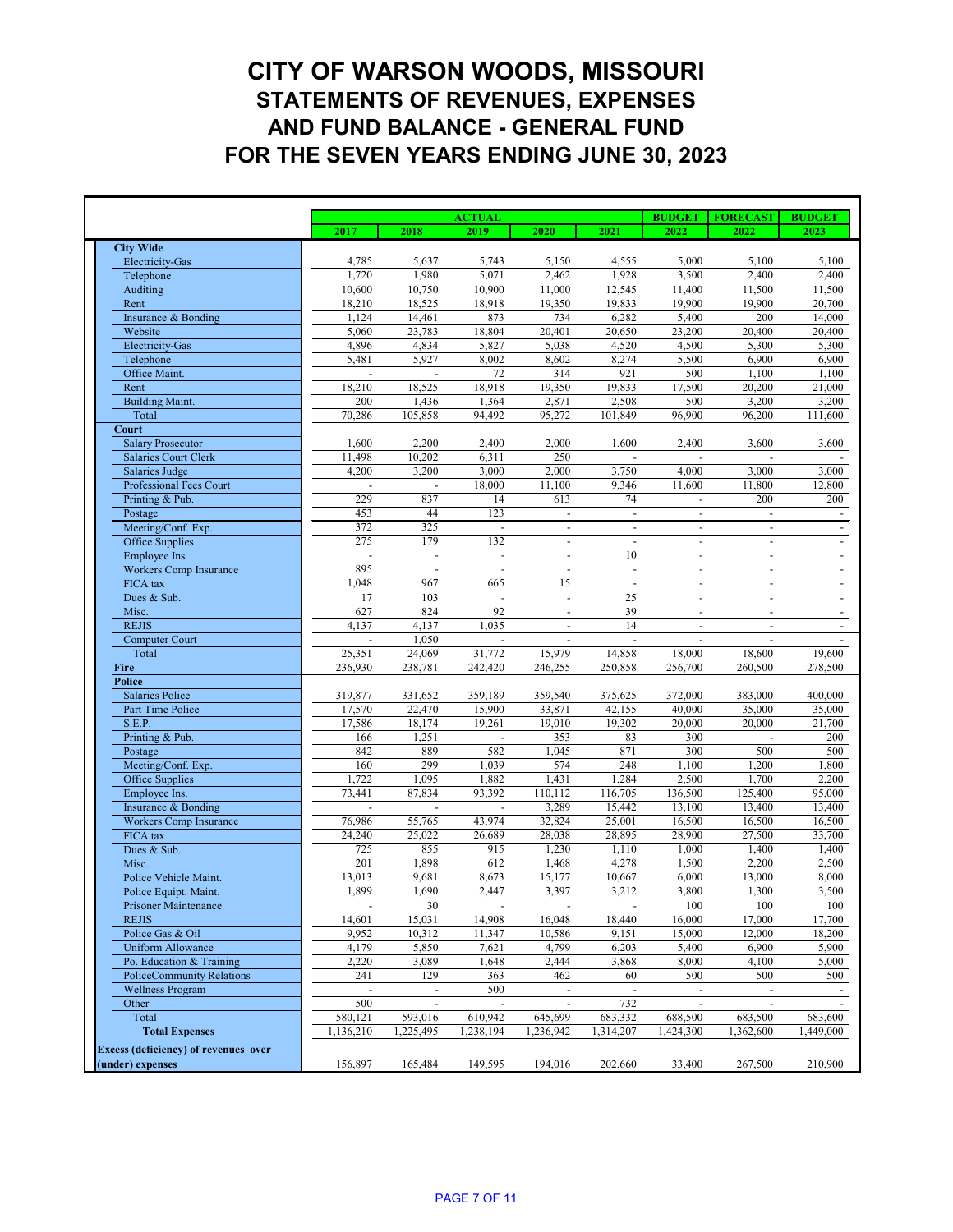# CITY OF WARSON WOODS, MISSOURI
## STATEMENTS OF REVENUES, EXPENSES AND FUND BALANCE - GENERAL FUND
## FOR THE SEVEN YEARS ENDING JUNE 30, 2023

| | ACTUAL | | | | | BUDGET | FORECAST | BUDGET |
|---|---|---|---|---|---|---|---|---|
| | 2017 | 2018 | 2019 | 2020 | 2021 | 2022 | 2022 | 2023 |
| **City Wide** | | | | | | | | |
| Electricity-Gas | 4,785 | 5,637 | 5,743 | 5,150 | 4,555 | 5,000 | 5,100 | 5,100 |
| Telephone | 1,720 | 1,980 | 5,071 | 2,462 | 1,928 | 3,500 | 2,400 | 2,400 |
| Auditing | 10,600 | 10,750 | 10,900 | 11,000 | 12,545 | 11,400 | 11,500 | 11,500 |
| Rent | 18,210 | 18,525 | 18,918 | 19,350 | 19,833 | 19,900 | 19,900 | 20,700 |
| Insurance & Bonding | 1,124 | 14,461 | 873 | 734 | 6,282 | 5,400 | 200 | 14,000 |
| Website | 5,060 | 23,783 | 18,804 | 20,401 | 20,650 | 23,200 | 20,400 | 20,400 |
| Electricity-Gas | 4,896 | 4,834 | 5,827 | 5,038 | 4,520 | 4,500 | 5,300 | 5,300 |
| Telephone | 5,481 | 5,927 | 8,002 | 8,602 | 8,274 | 5,500 | 6,900 | 6,900 |
| Office Maint. | - | - | 72 | 314 | 921 | 500 | 1,100 | 1,100 |
| Rent | 18,210 | 18,525 | 18,918 | 19,350 | 19,833 | 17,500 | 20,200 | 21,000 |
| Building Maint. | 200 | 1,436 | 1,364 | 2,871 | 2,508 | 500 | 3,200 | 3,200 |
| Total | 70,286 | 105,858 | 94,492 | 95,272 | 101,849 | 96,900 | 96,200 | 111,600 |
| **Court** | | | | | | | | |
| Salary Prosecutor | 1,600 | 2,200 | 2,400 | 2,000 | 1,600 | 2,400 | 3,600 | 3,600 |
| Salaries Court Clerk | 11,498 | 10,202 | 6,311 | 250 | - | - | - | - |
| Salaries Judge | 4,200 | 3,200 | 3,000 | 2,000 | 3,750 | 4,000 | 3,000 | 3,000 |
| Professional Fees Court | - | - | 18,000 | 11,100 | 9,346 | 11,600 | 11,800 | 12,800 |
| Printing & Pub. | 229 | 837 | 14 | 613 | 74 | - | 200 | 200 |
| Postage | 453 | 44 | 123 | - | - | - | - | - |
| Meeting/Conf. Exp. | 372 | 325 | - | - | - | - | - | - |
| Office Supplies | 275 | 179 | 132 | - | - | - | - | - |
| Employee Ins. | - | - | - | - | 10 | - | - | - |
| Workers Comp Insurance | 895 | - | - | - | - | - | - | - |
| FICA tax | 1,048 | 967 | 665 | 15 | - | - | - | - |
| Dues & Sub. | 17 | 103 | - | - | 25 | - | - | - |
| Misc. | 627 | 824 | 92 | - | 39 | - | - | - |
| REJIS | 4,137 | 4,137 | 1,035 | - | 14 | - | - | - |
| Computer Court | - | 1,050 | - | - | - | - | - | - |
| Total | 25,351 | 24,069 | 31,772 | 15,979 | 14,858 | 18,000 | 18,600 | 19,600 |
| **Fire** | 236,930 | 238,781 | 242,420 | 246,255 | 250,858 | 256,700 | 260,500 | 278,500 |
| **Police** | | | | | | | | |
| Salaries Police | 319,877 | 331,652 | 359,189 | 359,540 | 375,625 | 372,000 | 383,000 | 400,000 |
| Part Time Police | 17,570 | 22,470 | 15,900 | 33,871 | 42,155 | 40,000 | 35,000 | 35,000 |
| S.E.P. | 17,586 | 18,174 | 19,261 | 19,010 | 19,302 | 20,000 | 20,000 | 21,700 |
| Printing & Pub. | 166 | 1,251 | - | 353 | 83 | 300 | - | 200 |
| Postage | 842 | 889 | 582 | 1,045 | 871 | 300 | 500 | 500 |
| Meeting/Conf. Exp. | 160 | 299 | 1,039 | 574 | 248 | 1,100 | 1,200 | 1,800 |
| Office Supplies | 1,722 | 1,095 | 1,882 | 1,431 | 1,284 | 2,500 | 1,700 | 2,200 |
| Employee Ins. | 73,441 | 87,834 | 93,392 | 110,112 | 116,705 | 136,500 | 125,400 | 95,000 |
| Insurance & Bonding | - | - | - | 3,289 | 15,442 | 13,100 | 13,400 | 13,400 |
| Workers Comp Insurance | 76,986 | 55,765 | 43,974 | 32,824 | 25,001 | 16,500 | 16,500 | 16,500 |
| FICA tax | 24,240 | 25,022 | 26,689 | 28,038 | 28,895 | 28,900 | 27,500 | 33,700 |
| Dues & Sub. | 725 | 855 | 915 | 1,230 | 1,110 | 1,000 | 1,400 | 1,400 |
| Misc. | 201 | 1,898 | 612 | 1,468 | 4,278 | 1,500 | 2,200 | 2,500 |
| Police Vehicle Maint. | 13,013 | 9,681 | 8,673 | 15,177 | 10,667 | 6,000 | 13,000 | 8,000 |
| Police Equipt. Maint. | 1,899 | 1,690 | 2,447 | 3,397 | 3,212 | 3,800 | 1,300 | 3,500 |
| Prisoner Maintenance | - | 30 | - | - | - | 100 | 100 | 100 |
| REJIS | 14,601 | 15,031 | 14,908 | 16,048 | 18,440 | 16,000 | 17,000 | 17,700 |
| Police Gas & Oil | 9,952 | 10,312 | 11,347 | 10,586 | 9,151 | 15,000 | 12,000 | 18,200 |
| Uniform Allowance | 4,179 | 5,850 | 7,621 | 4,799 | 6,203 | 5,400 | 6,900 | 5,900 |
| Po. Education & Training | 2,220 | 3,089 | 1,648 | 2,444 | 3,868 | 8,000 | 4,100 | 5,000 |
| PoliceCommunity Relations | 241 | 129 | 363 | 462 | 60 | 500 | 500 | 500 |
| Wellness Program | - | - | 500 | - | - | - | - | - |
| Other | 500 | - | - | - | 732 | - | - | - |
| Total | 580,121 | 593,016 | 610,942 | 645,699 | 683,332 | 688,500 | 683,500 | 683,600 |
| **Total Expenses** | 1,136,210 | 1,225,495 | 1,238,194 | 1,236,942 | 1,314,207 | 1,424,300 | 1,362,600 | 1,449,000 |
| **Excess (deficiency) of revenues over (under) expenses** | 156,897 | 165,484 | 149,595 | 194,016 | 202,660 | 33,400 | 267,500 | 210,900 |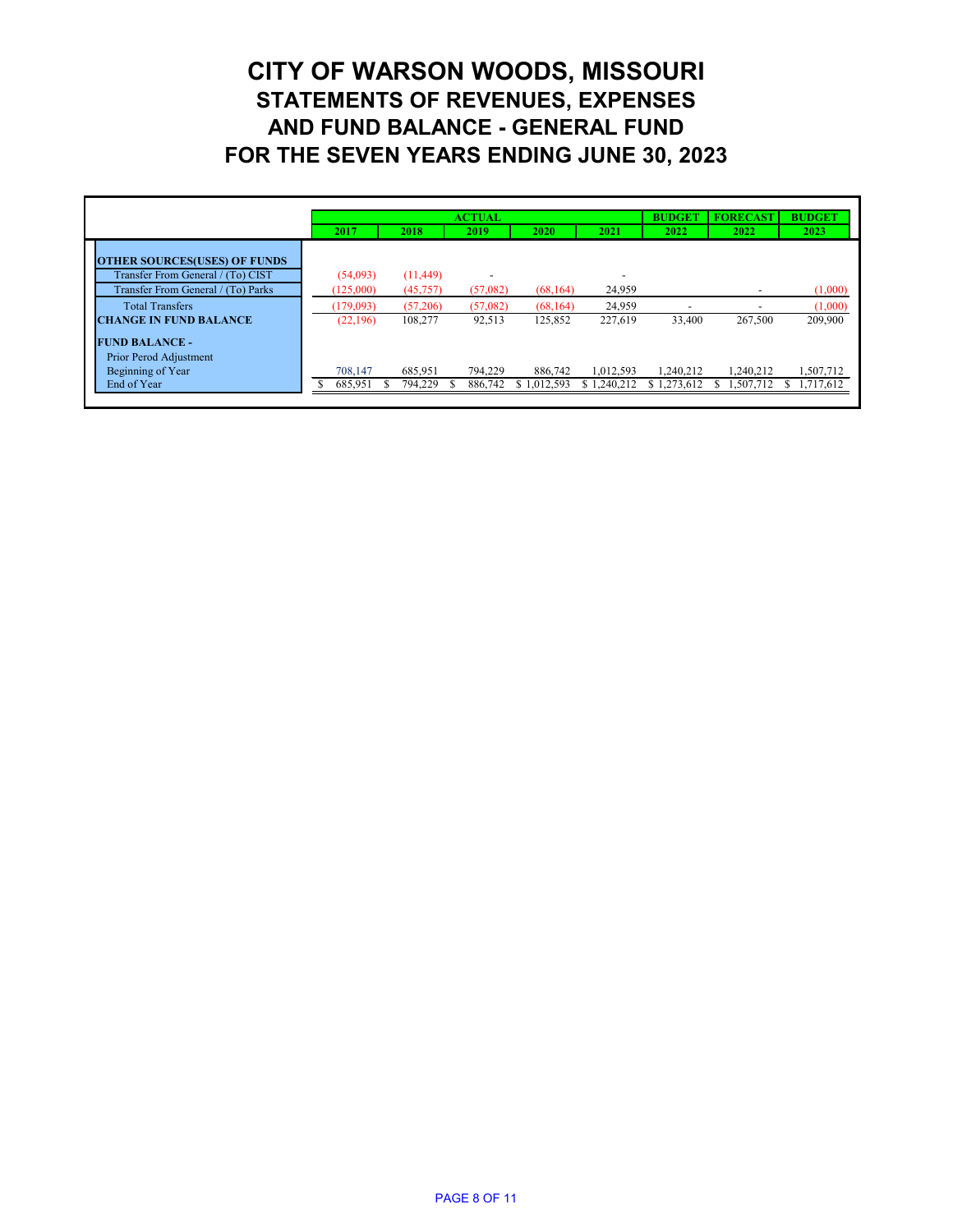# CITY OF WARSON WOODS, MISSOURI
## STATEMENTS OF REVENUES, EXPENSES AND FUND BALANCE - GENERAL FUND
## FOR THE SEVEN YEARS ENDING JUNE 30, 2023

| | ACTUAL | | | | | BUDGET | FORECAST | BUDGET |
|---|---|---|---|---|---|---|---|---|
| | 2017 | 2018 | 2019 | 2020 | 2021 | 2022 | 2022 | 2023 |
| **OTHER SOURCES(USES) OF FUNDS** | | | | | | | | |
| Transfer From General / (To) CIST | (54,093) | (11,449) | - | | - | | | |
| Transfer From General / (To) Parks | (125,000) | (45,757) | (57,082) | (68,164) | 24,959 | | - | (1,000) |
| Total Transfers | (179,093) | (57,206) | (57,082) | (68,164) | 24,959 | - | - | (1,000) |
| **CHANGE IN FUND BALANCE** | (22,196) | 108,277 | 92,513 | 125,852 | 227,619 | 33,400 | 267,500 | 209,900 |
| **FUND BALANCE -** | | | | | | | | |
| Prior Perod Adjustment | | | | | | | | |
| Beginning of Year | 708,147 | 685,951 | 794,229 | 886,742 | 1,012,593 | 1,240,212 | 1,240,212 | 1,507,712 |
| End of Year | $ 685,951 | $ 794,229 | $ 886,742 | $ 1,012,593 | $ 1,240,212 | $ 1,273,612 | $ 1,507,712 | $ 1,717,612 |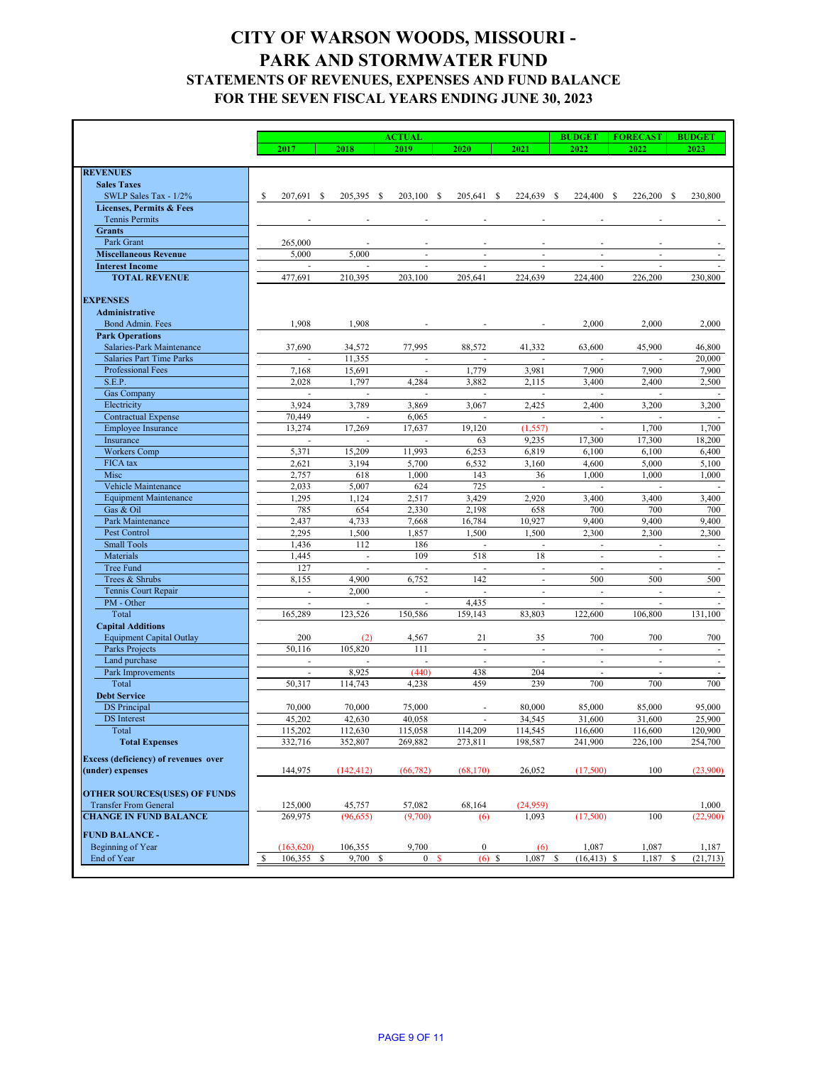# CITY OF WARSON WOODS, MISSOURI - PARK AND STORMWATER FUND

## STATEMENTS OF REVENUES, EXPENSES AND FUND BALANCE
## FOR THE SEVEN FISCAL YEARS ENDING JUNE 30, 2023

| | ACTUAL 2017 | ACTUAL 2018 | ACTUAL 2019 | ACTUAL 2020 | ACTUAL 2021 | BUDGET 2022 | FORECAST 2022 | BUDGET 2023 |
|---|---|---|---|---|---|---|---|---|
| **REVENUES** | | | | | | | | |
| **Sales Taxes** | | | | | | | | |
| SWLP Sales Tax - 1/2% | $ 207,691 | $ 205,395 | $ 203,100 | $ 205,641 | $ 224,639 | $ 224,400 | $ 226,200 | $ 230,800 |
| **Licenses, Permits & Fees** | | | | | | | | |
| Tennis Permits | - | - | - | - | - | - | - | - |
| **Grants** | | | | | | | | |
| Park Grant | 265,000 | - | - | - | - | - | - | - |
| **Miscellaneous Revenue** | 5,000 | 5,000 | - | - | - | - | - | - |
| **Interest Income** | - | - | - | - | - | - | - | - |
| **TOTAL REVENUE** | 477,691 | 210,395 | 203,100 | 205,641 | 224,639 | 224,400 | 226,200 | 230,800 |
| **EXPENSES** | | | | | | | | |
| **Administrative** | | | | | | | | |
| Bond Admin. Fees | 1,908 | 1,908 | - | - | - | 2,000 | 2,000 | 2,000 |
| **Park Operations** | | | | | | | | |
| Salaries-Park Maintenance | 37,690 | 34,572 | 77,995 | 88,572 | 41,332 | 63,600 | 45,900 | 46,800 |
| Salaries Part Time Parks | - | 11,355 | - | - | - | - | - | 20,000 |
| Professional Fees | 7,168 | 15,691 | - | 1,779 | 3,981 | 7,900 | 7,900 | 7,900 |
| S.E.P. | 2,028 | 1,797 | 4,284 | 3,882 | 2,115 | 3,400 | 2,400 | 2,500 |
| Gas Company | - | - | - | - | - | - | - | - |
| Electricity | 3,924 | 3,789 | 3,869 | 3,067 | 2,425 | 2,400 | 3,200 | 3,200 |
| Contractual Expense | 70,449 | - | 6,065 | - | - | - | - | - |
| Employee Insurance | 13,274 | 17,269 | 17,637 | 19,120 | (1,557) | - | 1,700 | 1,700 |
| Insurance | - | - | - | 63 | 9,235 | 17,300 | 17,300 | 18,200 |
| Workers Comp | 5,371 | 15,209 | 11,993 | 6,253 | 6,819 | 6,100 | 6,100 | 6,400 |
| FICA tax | 2,621 | 3,194 | 5,700 | 6,532 | 3,160 | 4,600 | 5,000 | 5,100 |
| Misc | 2,757 | 618 | 1,000 | 143 | 36 | 1,000 | 1,000 | 1,000 |
| Vehicle Maintenance | 2,033 | 5,007 | 624 | 725 | - | - | - | - |
| Equipment Maintenance | 1,295 | 1,124 | 2,517 | 3,429 | 2,920 | 3,400 | 3,400 | 3,400 |
| Gas & Oil | 785 | 654 | 2,330 | 2,198 | 658 | 700 | 700 | 700 |
| Park Maintenance | 2,437 | 4,733 | 7,668 | 16,784 | 10,927 | 9,400 | 9,400 | 9,400 |
| Pest Control | 2,295 | 1,500 | 1,857 | 1,500 | 1,500 | 2,300 | 2,300 | 2,300 |
| Small Tools | 1,436 | 112 | 186 | - | - | - | - | - |
| Materials | 1,445 | - | 109 | 518 | 18 | - | - | - |
| Tree Fund | 127 | - | - | - | - | - | - | - |
| Trees & Shrubs | 8,155 | 4,900 | 6,752 | 142 | - | 500 | 500 | 500 |
| Tennis Court Repair | - | 2,000 | - | - | - | - | - | - |
| PM - Other | - | - | - | 4,435 | - | - | - | - |
| Total | 165,289 | 123,526 | 150,586 | 159,143 | 83,803 | 122,600 | 106,800 | 131,100 |
| **Capital Additions** | | | | | | | | |
| Equipment Capital Outlay | 200 | (2) | 4,567 | 21 | 35 | 700 | 700 | 700 |
| Parks Projects | 50,116 | 105,820 | 111 | - | - | - | - | - |
| Land purchase | - | - | - | - | - | - | - | - |
| Park Improvements | - | 8,925 | (440) | 438 | 204 | - | - | - |
| Total | 50,317 | 114,743 | 4,238 | 459 | 239 | 700 | 700 | 700 |
| **Debt Service** | | | | | | | | |
| DS Principal | 70,000 | 70,000 | 75,000 | - | 80,000 | 85,000 | 85,000 | 95,000 |
| DS Interest | 45,202 | 42,630 | 40,058 | - | 34,545 | 31,600 | 31,600 | 25,900 |
| Total | 115,202 | 112,630 | 115,058 | 114,209 | 114,545 | 116,600 | 116,600 | 120,900 |
| **Total Expenses** | 332,716 | 352,807 | 269,882 | 273,811 | 198,587 | 241,900 | 226,100 | 254,700 |
| **Excess (deficiency) of revenues over (under) expenses** | 144,975 | (142,412) | (66,782) | (68,170) | 26,052 | (17,500) | 100 | (23,900) |
| **OTHER SOURCES(USES) OF FUNDS** | | | | | | | | |
| Transfer From General | 125,000 | 45,757 | 57,082 | 68,164 | (24,959) | | | 1,000 |
| **CHANGE IN FUND BALANCE** | 269,975 | (96,655) | (9,700) | (6) | 1,093 | (17,500) | 100 | (22,900) |
| **FUND BALANCE -** | | | | | | | | |
| Beginning of Year | (163,620) | 106,355 | 9,700 | 0 | (6) | 1,087 | 1,087 | 1,187 |
| End of Year | $ 106,355 | $ 9,700 | $ 0 | $ (6) | $ 1,087 | $ (16,413) | $ 1,187 | $ (21,713) |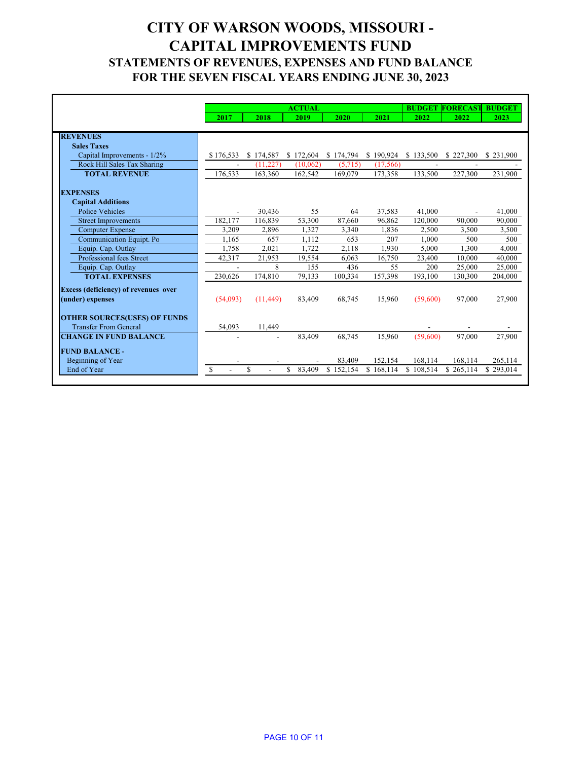# CITY OF WARSON WOODS, MISSOURI - CAPITAL IMPROVEMENTS FUND

## STATEMENTS OF REVENUES, EXPENSES AND FUND BALANCE

## FOR THE SEVEN FISCAL YEARS ENDING JUNE 30, 2023

| | ACTUAL | | | | | BUDGET | FORECAST | BUDGET |
|---|---|---|---|---|---|---|---|---|
| | 2017 | 2018 | 2019 | 2020 | 2021 | 2022 | 2022 | 2023 |
| **REVENUES** | | | | | | | | |
| **Sales Taxes** | | | | | | | | |
| Capital Improvements - 1/2% | $ 176,533 | $ 174,587 | $ 172,604 | $ 174,794 | $ 190,924 | $ 133,500 | $ 227,300 | $ 231,900 |
| Rock Hill Sales Tax Sharing | - | (11,227) | (10,062) | (5,715) | (17,566) | - | - | - |
| **TOTAL REVENUE** | 176,533 | 163,360 | 162,542 | 169,079 | 173,358 | 133,500 | 227,300 | 231,900 |
| **EXPENSES** | | | | | | | | |
| **Capital Additions** | | | | | | | | |
| Police Vehicles | - | 30,436 | 55 | 64 | 37,583 | 41,000 | - | 41,000 |
| Street Improvements | 182,177 | 116,839 | 53,300 | 87,660 | 96,862 | 120,000 | 90,000 | 90,000 |
| Computer Expense | 3,209 | 2,896 | 1,327 | 3,340 | 1,836 | 2,500 | 3,500 | 3,500 |
| Communication Equipt. Po | 1,165 | 657 | 1,112 | 653 | 207 | 1,000 | 500 | 500 |
| Equip. Cap. Outlay | 1,758 | 2,021 | 1,722 | 2,118 | 1,930 | 5,000 | 1,300 | 4,000 |
| Professional fees Street | 42,317 | 21,953 | 19,554 | 6,063 | 16,750 | 23,400 | 10,000 | 40,000 |
| Equip. Cap. Outlay | - | 8 | 155 | 436 | 55 | 200 | 25,000 | 25,000 |
| **TOTAL EXPENSES** | 230,626 | 174,810 | 79,133 | 100,334 | 157,398 | 193,100 | 130,300 | 204,000 |
| **Excess (deficiency) of revenues over (under) expenses** | (54,093) | (11,449) | 83,409 | 68,745 | 15,960 | (59,600) | 97,000 | 27,900 |
| **OTHER SOURCES(USES) OF FUNDS** | | | | | | | | |
| Transfer From General | 54,093 | 11,449 | | | | - | - | - |
| **CHANGE IN FUND BALANCE** | - | - | 83,409 | 68,745 | 15,960 | (59,600) | 97,000 | 27,900 |
| **FUND BALANCE -** | | | | | | | | |
| Beginning of Year | - | - | - | 83,409 | 152,154 | 168,114 | 168,114 | 265,114 |
| End of Year | $ - | $ - | $ 83,409 | $ 152,154 | $ 168,114 | $ 108,514 | $ 265,114 | $ 293,014 |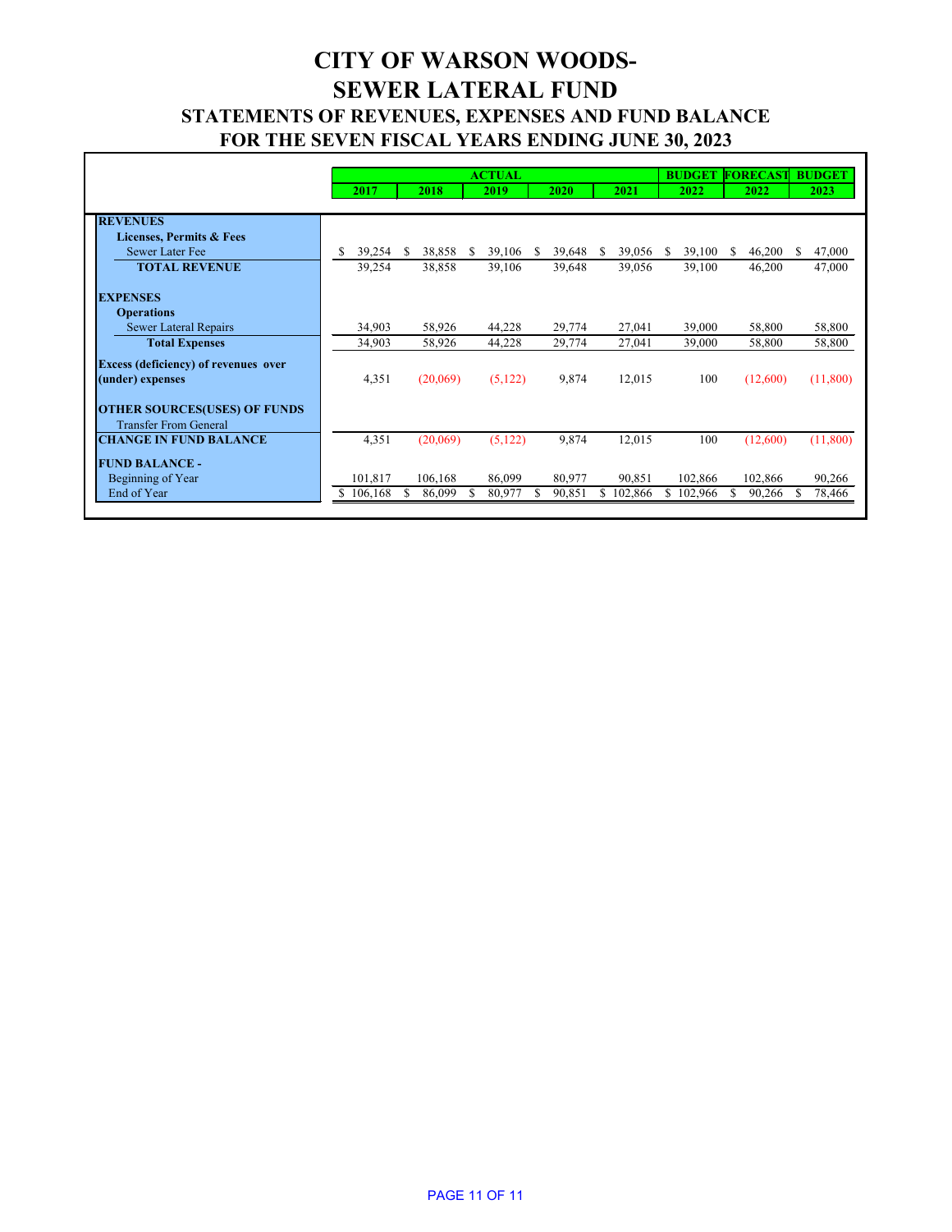# CITY OF WARSON WOODS-
# SEWER LATERAL FUND
## STATEMENTS OF REVENUES, EXPENSES AND FUND BALANCE
## FOR THE SEVEN FISCAL YEARS ENDING JUNE 30, 2023

| | ACTUAL | | | | | BUDGET | FORECAST | BUDGET |
|---|---|---|---|---|---|---|---|---|
| | 2017 | 2018 | 2019 | 2020 | 2021 | 2022 | 2022 | 2023 |
| **REVENUES** | | | | | | | | |
| **Licenses, Permits & Fees** | | | | | | | | |
| Sewer Later Fee | $ 39,254 | $ 38,858 | $ 39,106 | $ 39,648 | $ 39,056 | $ 39,100 | $ 46,200 | $ 47,000 |
| **TOTAL REVENUE** | 39,254 | 38,858 | 39,106 | 39,648 | 39,056 | 39,100 | 46,200 | 47,000 |
| **EXPENSES** | | | | | | | | |
| **Operations** | | | | | | | | |
| Sewer Lateral Repairs | 34,903 | 58,926 | 44,228 | 29,774 | 27,041 | 39,000 | 58,800 | 58,800 |
| **Total Expenses** | 34,903 | 58,926 | 44,228 | 29,774 | 27,041 | 39,000 | 58,800 | 58,800 |
| **Excess (deficiency) of revenues over (under) expenses** | 4,351 | (20,069) | (5,122) | 9,874 | 12,015 | 100 | (12,600) | (11,800) |
| **OTHER SOURCES(USES) OF FUNDS** | | | | | | | | |
| Transfer From General | | | | | | | | |
| **CHANGE IN FUND BALANCE** | 4,351 | (20,069) | (5,122) | 9,874 | 12,015 | 100 | (12,600) | (11,800) |
| **FUND BALANCE -** | | | | | | | | |
| Beginning of Year | 101,817 | 106,168 | 86,099 | 80,977 | 90,851 | 102,866 | 102,866 | 90,266 |
| End of Year | $ 106,168 | $ 86,099 | $ 80,977 | $ 90,851 | $ 102,866 | $ 102,966 | $ 90,266 | $ 78,466 |